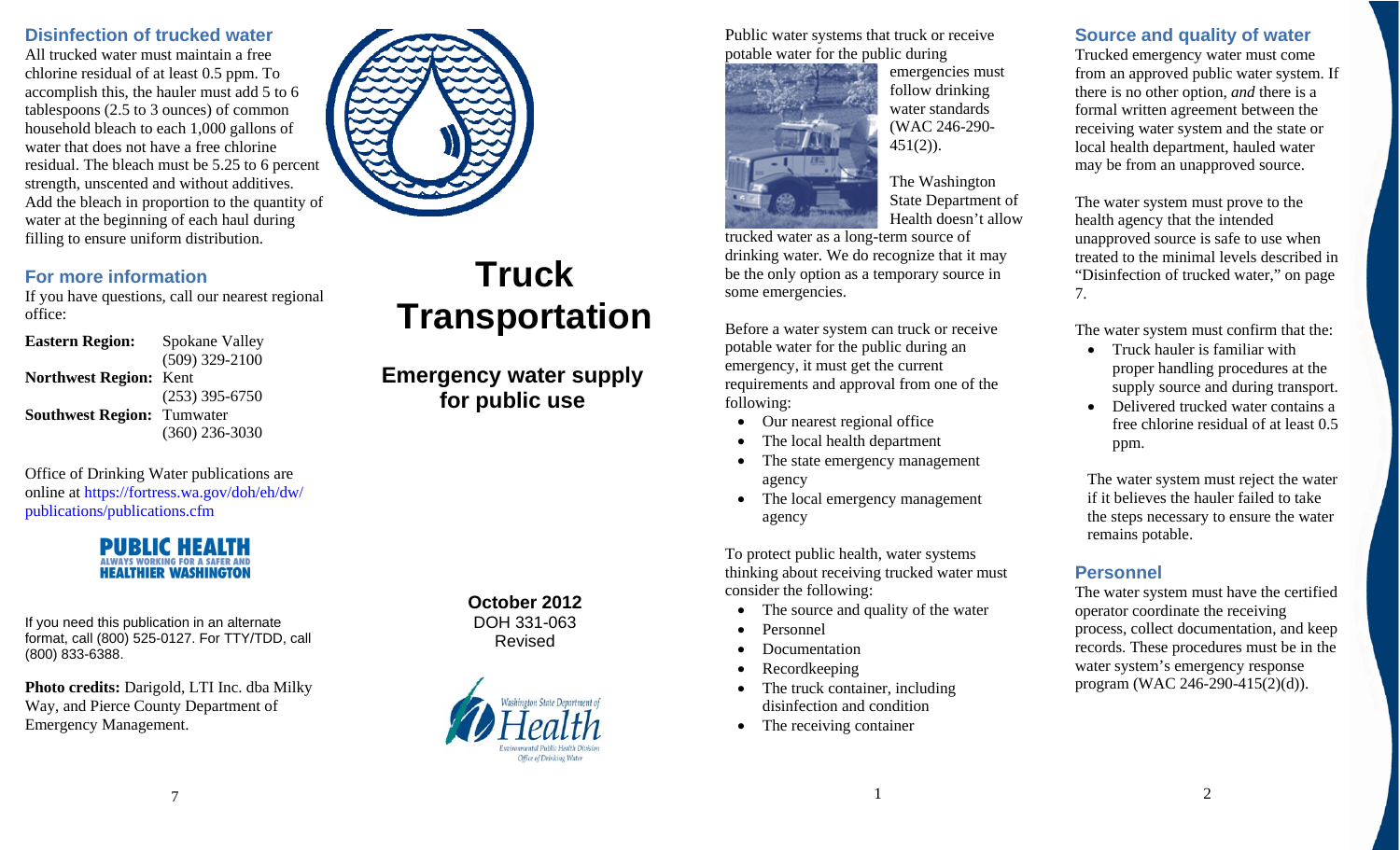## Disinfection of trucked water

All trucked water must maintain a free chlorine residual of at least 0.5 ppm. To accomplish this, the hauler must add 5 to 6 tablespoons (2.5 to 3 ounces) of common household bleach to each 1,000 gallons of water that does not have a free chlorine residual. The bleach must be 5.25 to 6 percent strength, unscented and without additives. Add the bleach in proportion to the quantity of water at the beginning of each haul during filling to ensure uniform distribution.

## For more information

If you have questions, call our nearest regional office:

| | |
|---|---|
| **Eastern Region:** | Spokane Valley (509) 329-2100 |
| **Northwest Region:** | Kent (253) 395-6750 |
| **Southwest Region:** | Tumwater (360) 236-3030 |

Office of Drinking Water publications are online at https://fortress.wa.gov/doh/eh/dw/publications/publications.cfm

PUBLIC HEALTH
ALWAYS WORKING FOR A SAFER AND HEALTHIER WASHINGTON

If you need this publication in an alternate format, call (800) 525-0127. For TTY/TDD, call (800) 833-6388.

**Photo credits:** Darigold, LTI Inc. dba Milky Way, and Pierce County Department of Emergency Management.

# Truck Transportation

## Emergency water supply for public use

**October 2012**
DOH 331-063
Revised

Washington State Department of Health
Environmental Public Health Division
Office of Drinking Water

Public water systems that truck or receive potable water for the public during emergencies must follow drinking water standards (WAC 246-290-451(2)).

The Washington State Department of Health doesn't allow trucked water as a long-term source of drinking water. We do recognize that it may be the only option as a temporary source in some emergencies.

Before a water system can truck or receive potable water for the public during an emergency, it must get the current requirements and approval from one of the following:

- Our nearest regional office
- The local health department
- The state emergency management agency
- The local emergency management agency

To protect public health, water systems thinking about receiving trucked water must consider the following:

- The source and quality of the water
- Personnel
- Documentation
- Recordkeeping
- The truck container, including disinfection and condition
- The receiving container

## Source and quality of water

Trucked emergency water must come from an approved public water system. If there is no other option, *and* there is a formal written agreement between the receiving water system and the state or local health department, hauled water may be from an unapproved source.

The water system must prove to the health agency that the intended unapproved source is safe to use when treated to the minimal levels described in "Disinfection of trucked water," on page 7.

The water system must confirm that the:

- Truck hauler is familiar with proper handling procedures at the supply source and during transport.
- Delivered trucked water contains a free chlorine residual of at least 0.5 ppm.

The water system must reject the water if it believes the hauler failed to take the steps necessary to ensure the water remains potable.

## Personnel

The water system must have the certified operator coordinate the receiving process, collect documentation, and keep records. These procedures must be in the water system's emergency response program (WAC 246-290-415(2)(d)).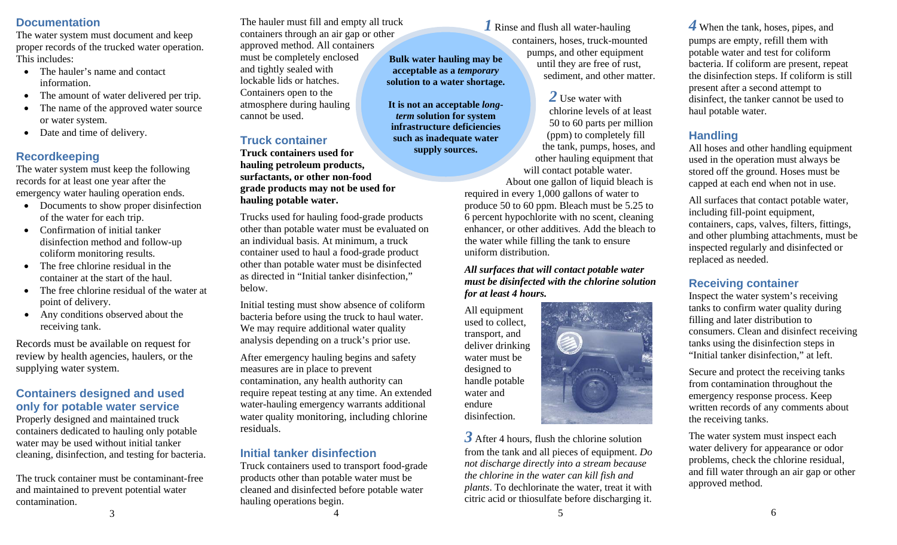## Documentation

The water system must document and keep proper records of the trucked water operation. This includes:

- The hauler's name and contact information.
- The amount of water delivered per trip.
- The name of the approved water source or water system.
- Date and time of delivery.

## Recordkeeping

The water system must keep the following records for at least one year after the emergency water hauling operation ends.

- Documents to show proper disinfection of the water for each trip.
- Confirmation of initial tanker disinfection method and follow-up coliform monitoring results.
- The free chlorine residual in the container at the start of the haul.
- The free chlorine residual of the water at point of delivery.
- Any conditions observed about the receiving tank.

Records must be available on request for review by health agencies, haulers, or the supplying water system.

## Containers designed and used only for potable water service

Properly designed and maintained truck containers dedicated to hauling only potable water may be used without initial tanker cleaning, disinfection, and testing for bacteria.

The truck container must be contaminant-free and maintained to prevent potential water contamination.

The hauler must fill and empty all truck containers through an air gap or other approved method. All containers must be completely enclosed and tightly sealed with lockable lids or hatches. Containers open to the atmosphere during hauling cannot be used.

**Bulk water hauling may be acceptable as a *temporary* solution to a water shortage.**

**It is not an acceptable *long-term* solution for system infrastructure deficiencies such as inadequate water supply sources.**

## Truck container

**Truck containers used for hauling petroleum products, surfactants, or other non-food grade products may not be used for hauling potable water.**

Trucks used for hauling food-grade products other than potable water must be evaluated on an individual basis. At minimum, a truck container used to haul a food-grade product other than potable water must be disinfected as directed in "Initial tanker disinfection," below.

Initial testing must show absence of coliform bacteria before using the truck to haul water. We may require additional water quality analysis depending on a truck's prior use.

After emergency hauling begins and safety measures are in place to prevent contamination, any health authority can require repeat testing at any time. An extended water-hauling emergency warrants additional water quality monitoring, including chlorine residuals.

## Initial tanker disinfection

Truck containers used to transport food-grade products other than potable water must be cleaned and disinfected before potable water hauling operations begin.

***1*** Rinse and flush all water-hauling containers, hoses, truck-mounted pumps, and other equipment until they are free of rust, sediment, and other matter.

***2*** Use water with chlorine levels of at least 50 to 60 parts per million (ppm) to completely fill the tank, pumps, hoses, and other hauling equipment that will contact potable water. About one gallon of liquid bleach is required in every 1,000 gallons of water to produce 50 to 60 ppm. Bleach must be 5.25 to 6 percent hypochlorite with no scent, cleaning enhancer, or other additives. Add the bleach to the water while filling the tank to ensure uniform distribution.

***All surfaces that will contact potable water must be disinfected with the chlorine solution for at least 4 hours.***

All equipment used to collect, transport, and deliver drinking water must be designed to handle potable water and endure disinfection.

***3*** After 4 hours, flush the chlorine solution from the tank and all pieces of equipment. *Do not discharge directly into a stream because the chlorine in the water can kill fish and plants*. To dechlorinate the water, treat it with citric acid or thiosulfate before discharging it.

***4*** When the tank, hoses, pipes, and pumps are empty, refill them with potable water and test for coliform bacteria. If coliform are present, repeat the disinfection steps. If coliform is still present after a second attempt to disinfect, the tanker cannot be used to haul potable water.

## Handling

All hoses and other handling equipment used in the operation must always be stored off the ground. Hoses must be capped at each end when not in use.

All surfaces that contact potable water, including fill-point equipment, containers, caps, valves, filters, fittings, and other plumbing attachments, must be inspected regularly and disinfected or replaced as needed.

## Receiving container

Inspect the water system's receiving tanks to confirm water quality during filling and later distribution to consumers. Clean and disinfect receiving tanks using the disinfection steps in "Initial tanker disinfection," at left.

Secure and protect the receiving tanks from contamination throughout the emergency response process. Keep written records of any comments about the receiving tanks.

The water system must inspect each water delivery for appearance or odor problems, check the chlorine residual, and fill water through an air gap or other approved method.